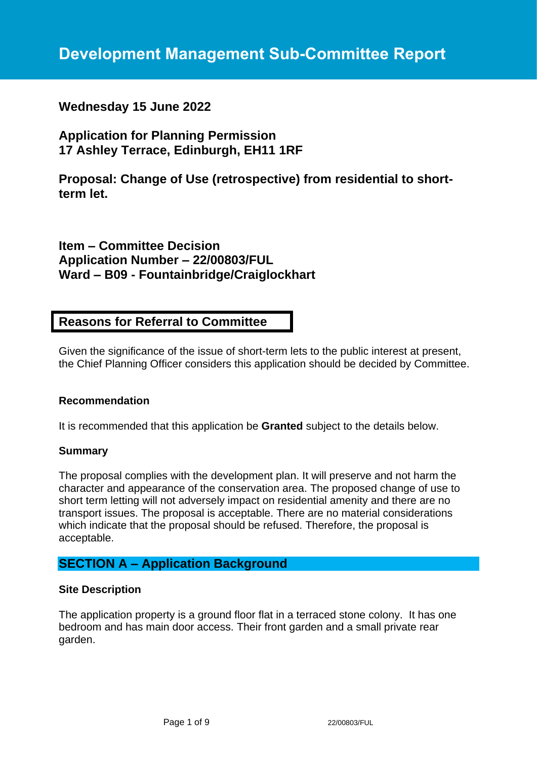# Development Management Sub-Committee Report

**Wednesday 15 June 2022**

**Application for Planning Permission**
**17 Ashley Terrace, Edinburgh, EH11 1RF**

**Proposal: Change of Use (retrospective) from residential to short-term let.**

**Item – Committee Decision**
**Application Number – 22/00803/FUL**
**Ward – B09 - Fountainbridge/Craiglockhart**

## Reasons for Referral to Committee

Given the significance of the issue of short-term lets to the public interest at present, the Chief Planning Officer considers this application should be decided by Committee.

**Recommendation**

It is recommended that this application be **Granted** subject to the details below.

**Summary**

The proposal complies with the development plan. It will preserve and not harm the character and appearance of the conservation area. The proposed change of use to short term letting will not adversely impact on residential amenity and there are no transport issues. The proposal is acceptable. There are no material considerations which indicate that the proposal should be refused. Therefore, the proposal is acceptable.

## SECTION A – Application Background

**Site Description**

The application property is a ground floor flat in a terraced stone colony. It has one bedroom and has main door access. Their front garden and a small private rear garden.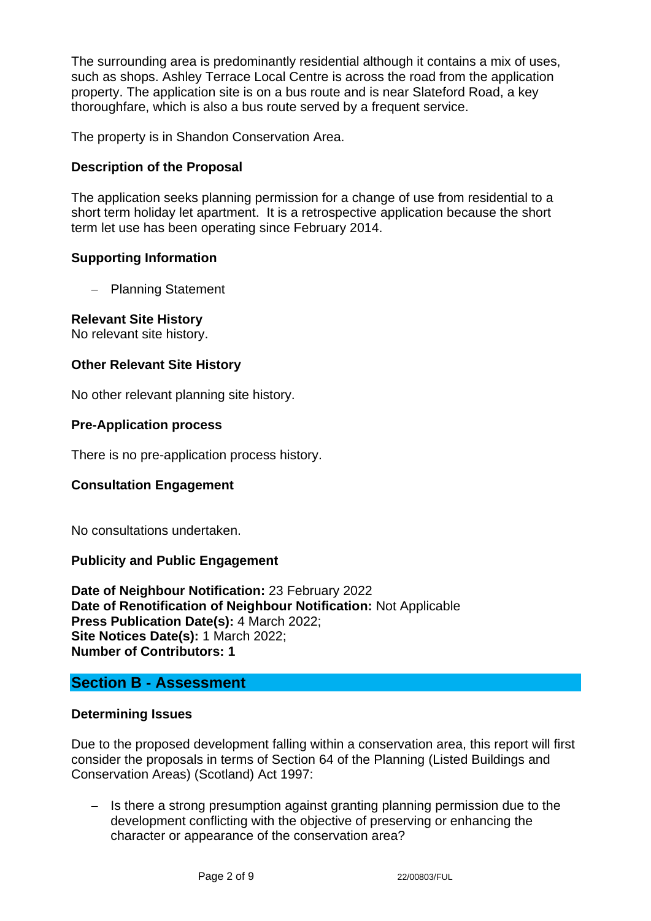The surrounding area is predominantly residential although it contains a mix of uses, such as shops. Ashley Terrace Local Centre is across the road from the application property. The application site is on a bus route and is near Slateford Road, a key thoroughfare, which is also a bus route served by a frequent service.

The property is in Shandon Conservation Area.

### Description of the Proposal

The application seeks planning permission for a change of use from residential to a short term holiday let apartment. It is a retrospective application because the short term let use has been operating since February 2014.

### Supporting Information

- Planning Statement

### Relevant Site History

No relevant site history.

### Other Relevant Site History

No other relevant planning site history.

### Pre-Application process

There is no pre-application process history.

### Consultation Engagement

No consultations undertaken.

### Publicity and Public Engagement

**Date of Neighbour Notification:** 23 February 2022
**Date of Renotification of Neighbour Notification:** Not Applicable
**Press Publication Date(s):** 4 March 2022;
**Site Notices Date(s):** 1 March 2022;
**Number of Contributors: 1**

## Section B - Assessment

### Determining Issues

Due to the proposed development falling within a conservation area, this report will first consider the proposals in terms of Section 64 of the Planning (Listed Buildings and Conservation Areas) (Scotland) Act 1997:

- Is there a strong presumption against granting planning permission due to the development conflicting with the objective of preserving or enhancing the character or appearance of the conservation area?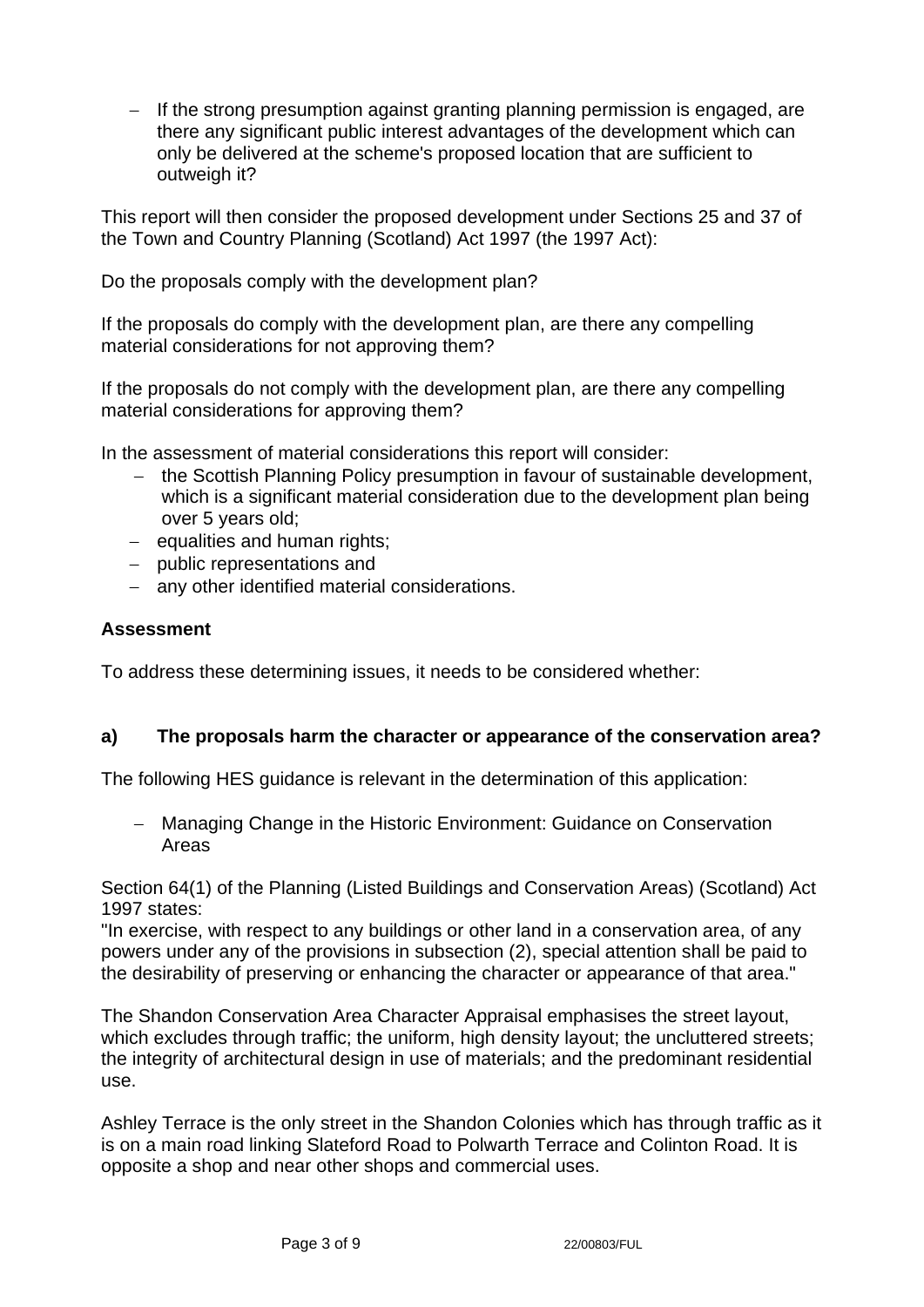- If the strong presumption against granting planning permission is engaged, are there any significant public interest advantages of the development which can only be delivered at the scheme's proposed location that are sufficient to outweigh it?

This report will then consider the proposed development under Sections 25 and 37 of the Town and Country Planning (Scotland) Act 1997 (the 1997 Act):

Do the proposals comply with the development plan?

If the proposals do comply with the development plan, are there any compelling material considerations for not approving them?

If the proposals do not comply with the development plan, are there any compelling material considerations for approving them?

In the assessment of material considerations this report will consider:

- the Scottish Planning Policy presumption in favour of sustainable development, which is a significant material consideration due to the development plan being over 5 years old;
- equalities and human rights;
- public representations and
- any other identified material considerations.

**Assessment**

To address these determining issues, it needs to be considered whether:

**a) The proposals harm the character or appearance of the conservation area?**

The following HES guidance is relevant in the determination of this application:

- Managing Change in the Historic Environment: Guidance on Conservation Areas

Section 64(1) of the Planning (Listed Buildings and Conservation Areas) (Scotland) Act 1997 states:
"In exercise, with respect to any buildings or other land in a conservation area, of any powers under any of the provisions in subsection (2), special attention shall be paid to the desirability of preserving or enhancing the character or appearance of that area."

The Shandon Conservation Area Character Appraisal emphasises the street layout, which excludes through traffic; the uniform, high density layout; the uncluttered streets; the integrity of architectural design in use of materials; and the predominant residential use.

Ashley Terrace is the only street in the Shandon Colonies which has through traffic as it is on a main road linking Slateford Road to Polwarth Terrace and Colinton Road. It is opposite a shop and near other shops and commercial uses.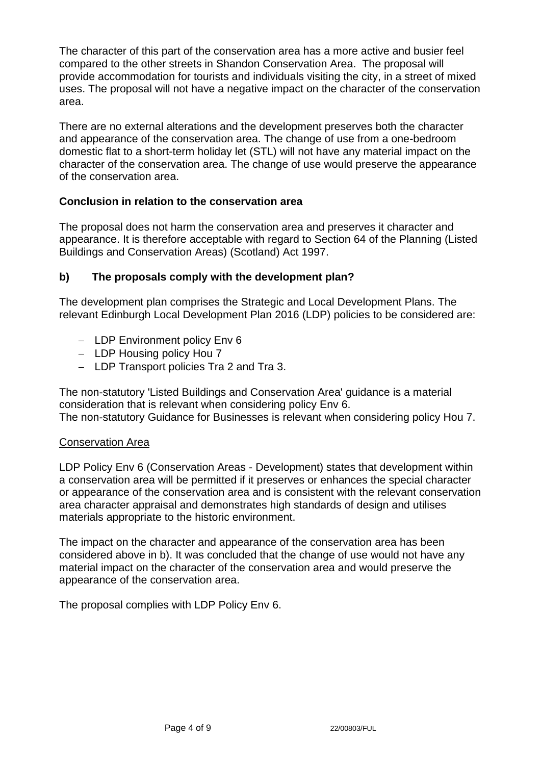The character of this part of the conservation area has a more active and busier feel compared to the other streets in Shandon Conservation Area. The proposal will provide accommodation for tourists and individuals visiting the city, in a street of mixed uses. The proposal will not have a negative impact on the character of the conservation area.

There are no external alterations and the development preserves both the character and appearance of the conservation area. The change of use from a one-bedroom domestic flat to a short-term holiday let (STL) will not have any material impact on the character of the conservation area. The change of use would preserve the appearance of the conservation area.

**Conclusion in relation to the conservation area**

The proposal does not harm the conservation area and preserves it character and appearance. It is therefore acceptable with regard to Section 64 of the Planning (Listed Buildings and Conservation Areas) (Scotland) Act 1997.

**b) The proposals comply with the development plan?**

The development plan comprises the Strategic and Local Development Plans. The relevant Edinburgh Local Development Plan 2016 (LDP) policies to be considered are:

- LDP Environment policy Env 6
- LDP Housing policy Hou 7
- LDP Transport policies Tra 2 and Tra 3.

The non-statutory 'Listed Buildings and Conservation Area' guidance is a material consideration that is relevant when considering policy Env 6.
The non-statutory Guidance for Businesses is relevant when considering policy Hou 7.

Conservation Area

LDP Policy Env 6 (Conservation Areas - Development) states that development within a conservation area will be permitted if it preserves or enhances the special character or appearance of the conservation area and is consistent with the relevant conservation area character appraisal and demonstrates high standards of design and utilises materials appropriate to the historic environment.

The impact on the character and appearance of the conservation area has been considered above in b). It was concluded that the change of use would not have any material impact on the character of the conservation area and would preserve the appearance of the conservation area.

The proposal complies with LDP Policy Env 6.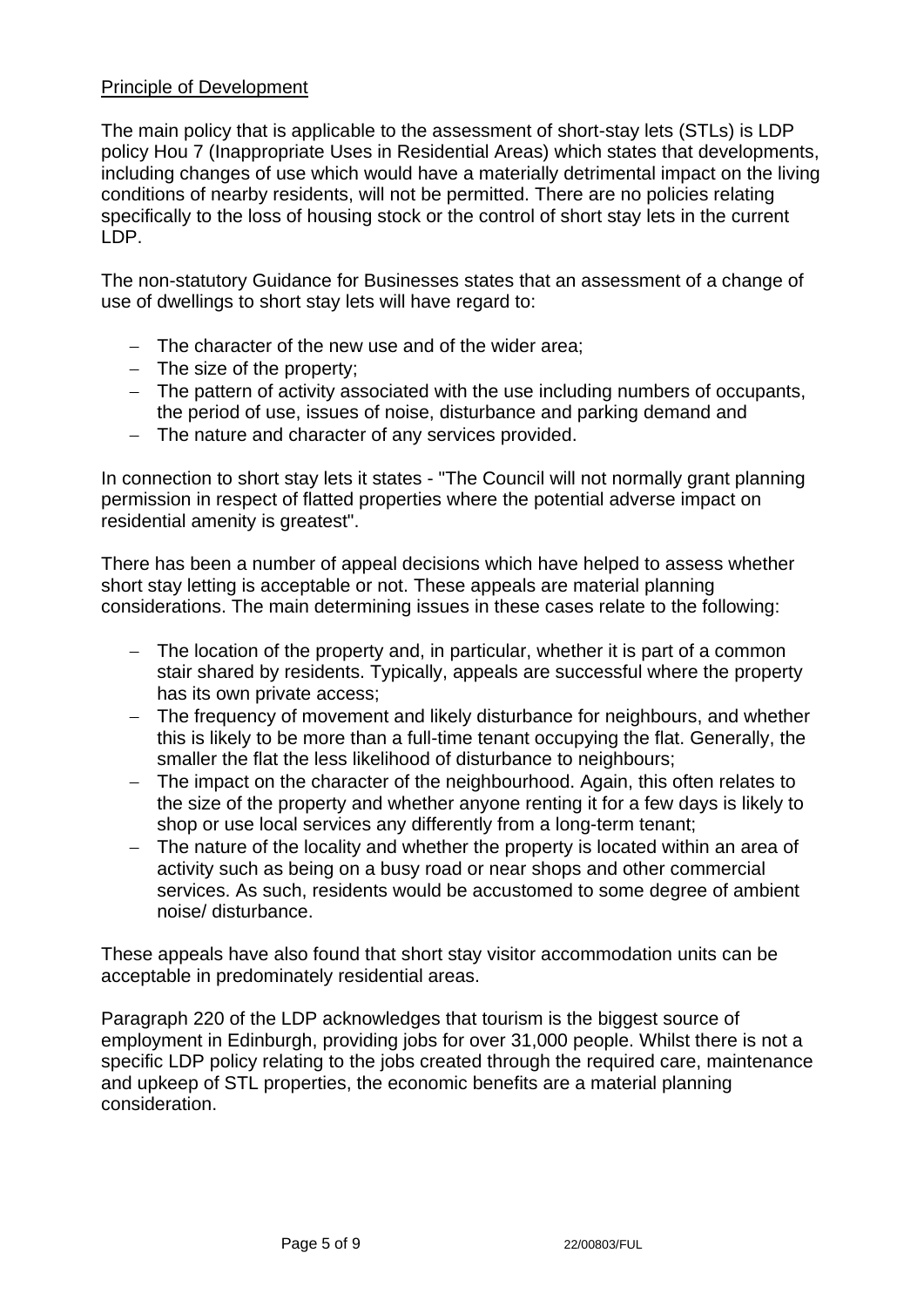Principle of Development

The main policy that is applicable to the assessment of short-stay lets (STLs) is LDP policy Hou 7 (Inappropriate Uses in Residential Areas) which states that developments, including changes of use which would have a materially detrimental impact on the living conditions of nearby residents, will not be permitted. There are no policies relating specifically to the loss of housing stock or the control of short stay lets in the current LDP.

The non-statutory Guidance for Businesses states that an assessment of a change of use of dwellings to short stay lets will have regard to:

- The character of the new use and of the wider area;
- The size of the property;
- The pattern of activity associated with the use including numbers of occupants, the period of use, issues of noise, disturbance and parking demand and
- The nature and character of any services provided.

In connection to short stay lets it states - "The Council will not normally grant planning permission in respect of flatted properties where the potential adverse impact on residential amenity is greatest".

There has been a number of appeal decisions which have helped to assess whether short stay letting is acceptable or not. These appeals are material planning considerations. The main determining issues in these cases relate to the following:

- The location of the property and, in particular, whether it is part of a common stair shared by residents. Typically, appeals are successful where the property has its own private access;
- The frequency of movement and likely disturbance for neighbours, and whether this is likely to be more than a full-time tenant occupying the flat. Generally, the smaller the flat the less likelihood of disturbance to neighbours;
- The impact on the character of the neighbourhood. Again, this often relates to the size of the property and whether anyone renting it for a few days is likely to shop or use local services any differently from a long-term tenant;
- The nature of the locality and whether the property is located within an area of activity such as being on a busy road or near shops and other commercial services. As such, residents would be accustomed to some degree of ambient noise/ disturbance.

These appeals have also found that short stay visitor accommodation units can be acceptable in predominately residential areas.

Paragraph 220 of the LDP acknowledges that tourism is the biggest source of employment in Edinburgh, providing jobs for over 31,000 people. Whilst there is not a specific LDP policy relating to the jobs created through the required care, maintenance and upkeep of STL properties, the economic benefits are a material planning consideration.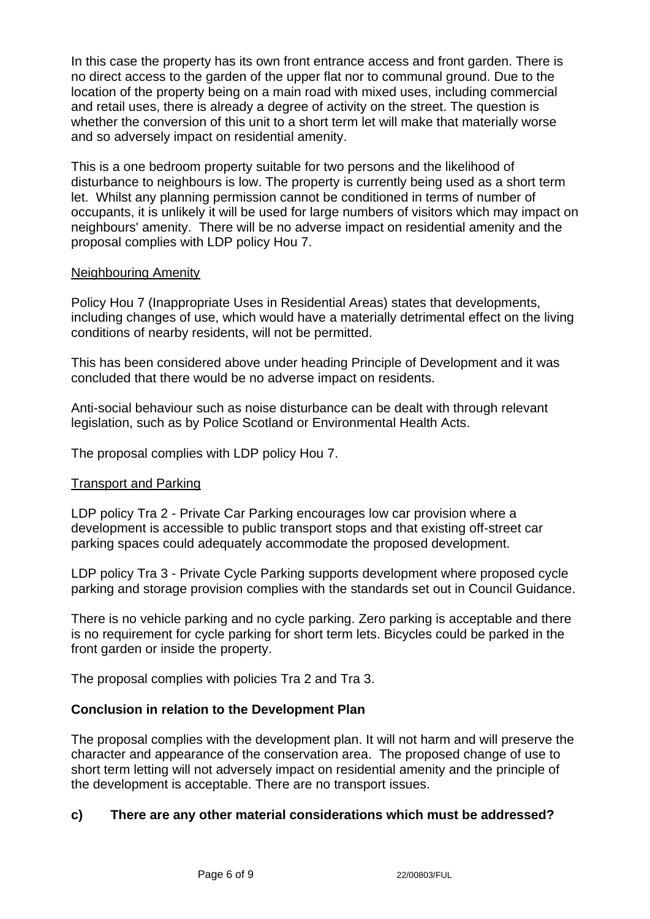In this case the property has its own front entrance access and front garden. There is no direct access to the garden of the upper flat nor to communal ground. Due to the location of the property being on a main road with mixed uses, including commercial and retail uses, there is already a degree of activity on the street. The question is whether the conversion of this unit to a short term let will make that materially worse and so adversely impact on residential amenity.

This is a one bedroom property suitable for two persons and the likelihood of disturbance to neighbours is low. The property is currently being used as a short term let. Whilst any planning permission cannot be conditioned in terms of number of occupants, it is unlikely it will be used for large numbers of visitors which may impact on neighbours' amenity. There will be no adverse impact on residential amenity and the proposal complies with LDP policy Hou 7.

<u>Neighbouring Amenity</u>

Policy Hou 7 (Inappropriate Uses in Residential Areas) states that developments, including changes of use, which would have a materially detrimental effect on the living conditions of nearby residents, will not be permitted.

This has been considered above under heading Principle of Development and it was concluded that there would be no adverse impact on residents.

Anti-social behaviour such as noise disturbance can be dealt with through relevant legislation, such as by Police Scotland or Environmental Health Acts.

The proposal complies with LDP policy Hou 7.

<u>Transport and Parking</u>

LDP policy Tra 2 - Private Car Parking encourages low car provision where a development is accessible to public transport stops and that existing off-street car parking spaces could adequately accommodate the proposed development.

LDP policy Tra 3 - Private Cycle Parking supports development where proposed cycle parking and storage provision complies with the standards set out in Council Guidance.

There is no vehicle parking and no cycle parking. Zero parking is acceptable and there is no requirement for cycle parking for short term lets. Bicycles could be parked in the front garden or inside the property.

The proposal complies with policies Tra 2 and Tra 3.

**Conclusion in relation to the Development Plan**

The proposal complies with the development plan. It will not harm and will preserve the character and appearance of the conservation area. The proposed change of use to short term letting will not adversely impact on residential amenity and the principle of the development is acceptable. There are no transport issues.

**c) There are any other material considerations which must be addressed?**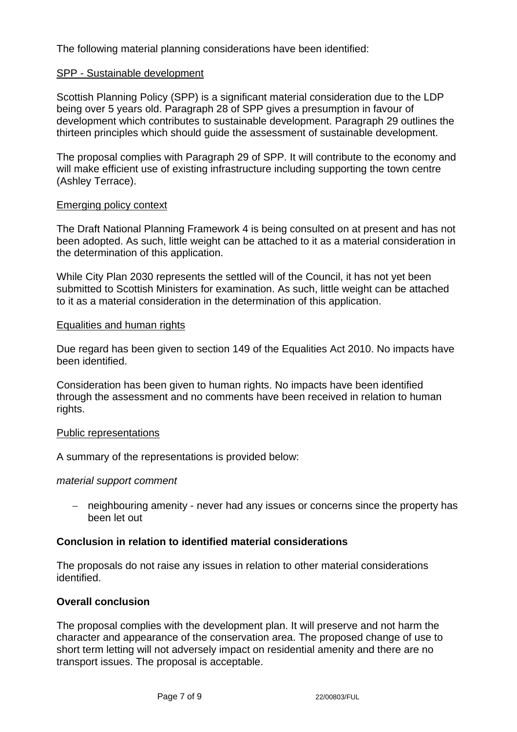The following material planning considerations have been identified:

SPP - Sustainable development

Scottish Planning Policy (SPP) is a significant material consideration due to the LDP being over 5 years old. Paragraph 28 of SPP gives a presumption in favour of development which contributes to sustainable development. Paragraph 29 outlines the thirteen principles which should guide the assessment of sustainable development.

The proposal complies with Paragraph 29 of SPP. It will contribute to the economy and will make efficient use of existing infrastructure including supporting the town centre (Ashley Terrace).

Emerging policy context

The Draft National Planning Framework 4 is being consulted on at present and has not been adopted. As such, little weight can be attached to it as a material consideration in the determination of this application.

While City Plan 2030 represents the settled will of the Council, it has not yet been submitted to Scottish Ministers for examination. As such, little weight can be attached to it as a material consideration in the determination of this application.

Equalities and human rights

Due regard has been given to section 149 of the Equalities Act 2010. No impacts have been identified.

Consideration has been given to human rights. No impacts have been identified through the assessment and no comments have been received in relation to human rights.

Public representations

A summary of the representations is provided below:

*material support comment*

- neighbouring amenity - never had any issues or concerns since the property has been let out

**Conclusion in relation to identified material considerations**

The proposals do not raise any issues in relation to other material considerations identified.

**Overall conclusion**

The proposal complies with the development plan. It will preserve and not harm the character and appearance of the conservation area. The proposed change of use to short term letting will not adversely impact on residential amenity and there are no transport issues. The proposal is acceptable.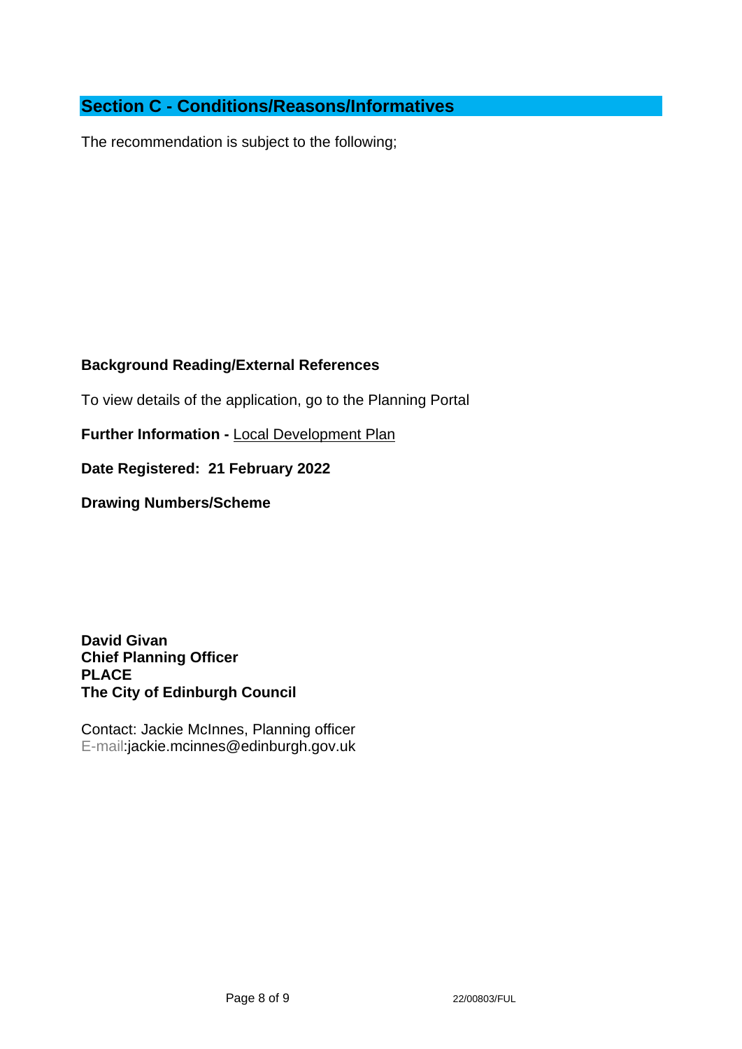## Section C - Conditions/Reasons/Informatives

The recommendation is subject to the following;

**Background Reading/External References**

To view details of the application, go to the Planning Portal

**Further Information -** Local Development Plan

**Date Registered: 21 February 2022**

**Drawing Numbers/Scheme**

**David Givan**
**Chief Planning Officer**
**PLACE**
**The City of Edinburgh Council**

Contact: Jackie McInnes, Planning officer
E-mail:jackie.mcinnes@edinburgh.gov.uk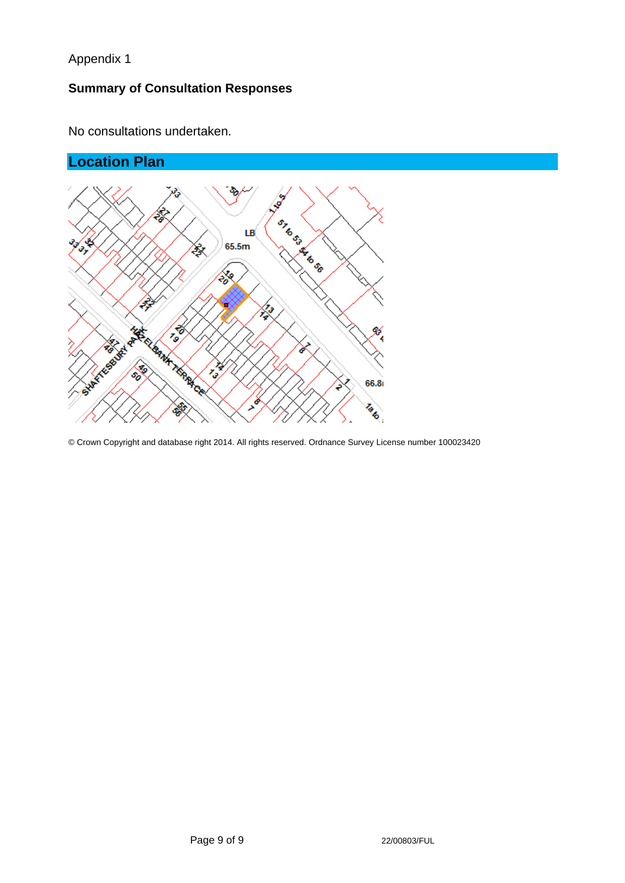Appendix 1

**Summary of Consultation Responses**

No consultations undertaken.

## Location Plan

© Crown Copyright and database right 2014. All rights reserved. Ordnance Survey License number 100023420

22/00803/FUL